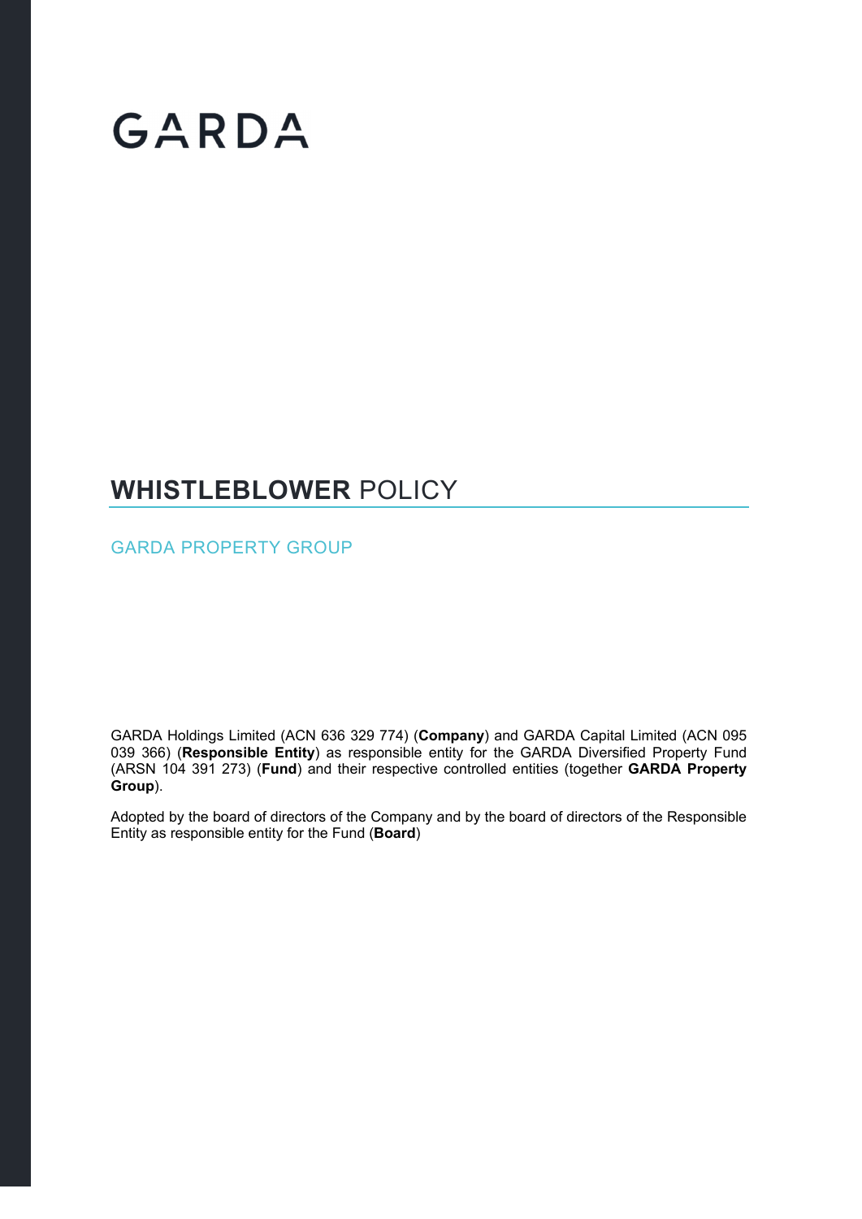# GARDA

## **WHISTLEBLOWER** POLICY

GARDA PROPERTY GROUP

GARDA Holdings Limited (ACN 636 329 774) (**Company**) and GARDA Capital Limited (ACN 095 039 366) (**Responsible Entity**) as responsible entity for the GARDA Diversified Property Fund (ARSN 104 391 273) (**Fund**) and their respective controlled entities (together **GARDA Property Group**).

Adopted by the board of directors of the Company and by the board of directors of the Responsible Entity as responsible entity for the Fund (**Board**)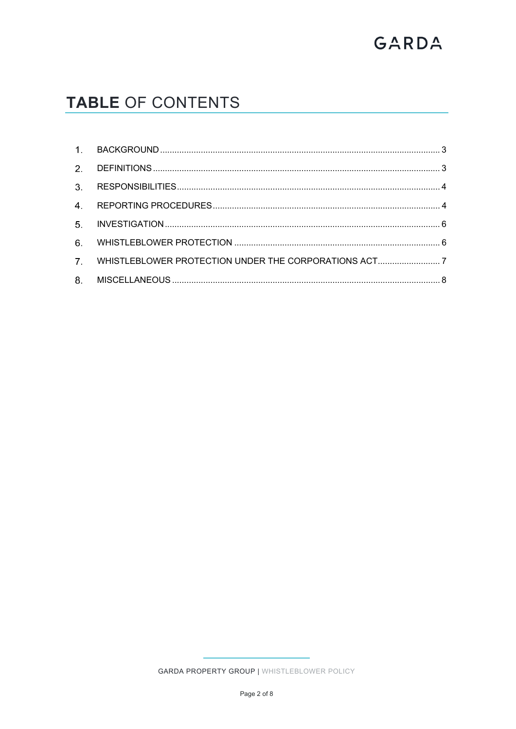# **TABLE** OF CONTENTS

1. BACKGROUND .......... 3
2. DEFINITIONS .......... 3
3. RESPONSIBILITIES .......... 4
4. REPORTING PROCEDURES .......... 4
5. INVESTIGATION .......... 6
6. WHISTLEBLOWER PROTECTION .......... 6
7. WHISTLEBLOWER PROTECTION UNDER THE CORPORATIONS ACT .......... 7
8. MISCELLANEOUS .......... 8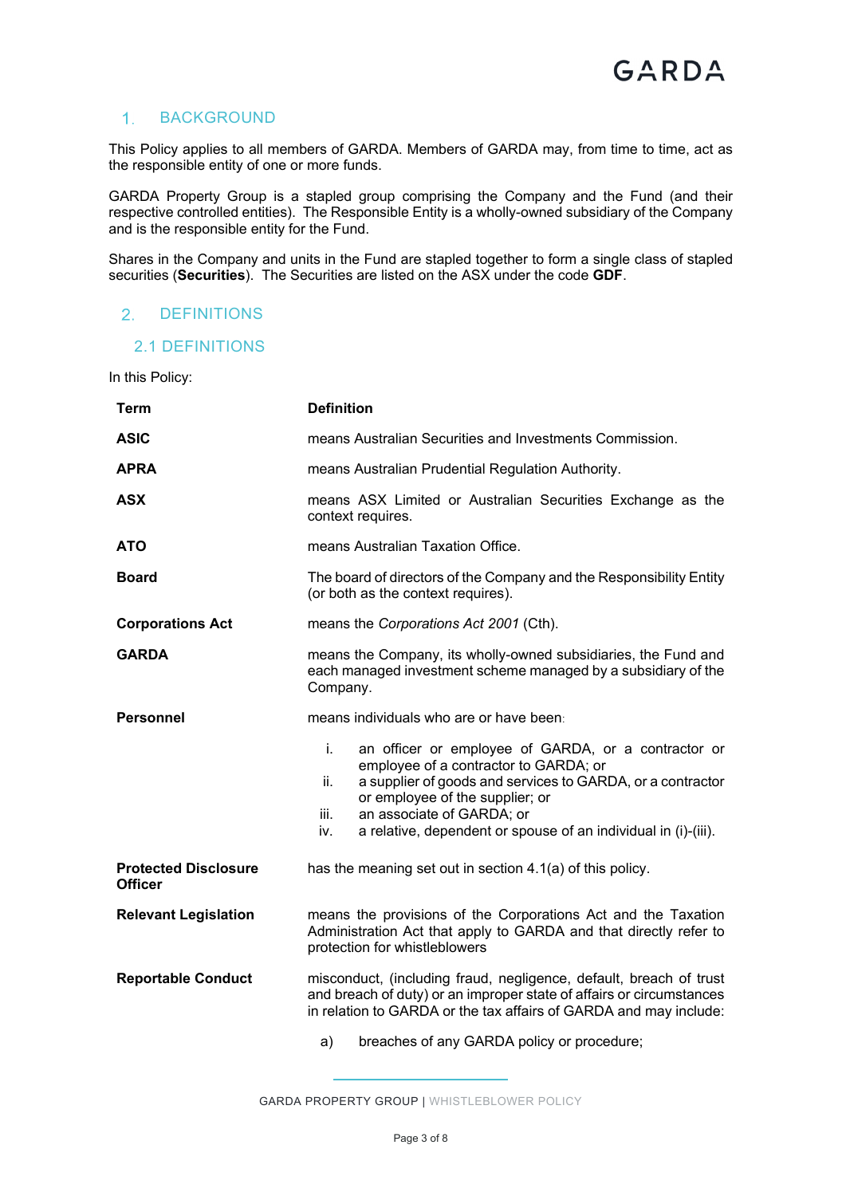## 1. BACKGROUND

This Policy applies to all members of GARDA. Members of GARDA may, from time to time, act as the responsible entity of one or more funds.

GARDA Property Group is a stapled group comprising the Company and the Fund (and their respective controlled entities). The Responsible Entity is a wholly-owned subsidiary of the Company and is the responsible entity for the Fund.

Shares in the Company and units in the Fund are stapled together to form a single class of stapled securities (**Securities**). The Securities are listed on the ASX under the code **GDF**.

## 2. DEFINITIONS

### 2.1 DEFINITIONS

In this Policy:

| Term | Definition |
|---|---|
| **ASIC** | means Australian Securities and Investments Commission. |
| **APRA** | means Australian Prudential Regulation Authority. |
| **ASX** | means ASX Limited or Australian Securities Exchange as the context requires. |
| **ATO** | means Australian Taxation Office. |
| **Board** | The board of directors of the Company and the Responsibility Entity (or both as the context requires). |
| **Corporations Act** | means the *Corporations Act 2001* (Cth). |
| **GARDA** | means the Company, its wholly-owned subsidiaries, the Fund and each managed investment scheme managed by a subsidiary of the Company. |
| **Personnel** | means individuals who are or have been: i. an officer or employee of GARDA, or a contractor or employee of a contractor to GARDA; or ii. a supplier of goods and services to GARDA, or a contractor or employee of the supplier; or iii. an associate of GARDA; or iv. a relative, dependent or spouse of an individual in (i)-(iii). |
| **Protected Disclosure Officer** | has the meaning set out in section 4.1(a) of this policy. |
| **Relevant Legislation** | means the provisions of the Corporations Act and the Taxation Administration Act that apply to GARDA and that directly refer to protection for whistleblowers |
| **Reportable Conduct** | misconduct, (including fraud, negligence, default, breach of trust and breach of duty) or an improper state of affairs or circumstances in relation to GARDA or the tax affairs of GARDA and may include: a) breaches of any GARDA policy or procedure; |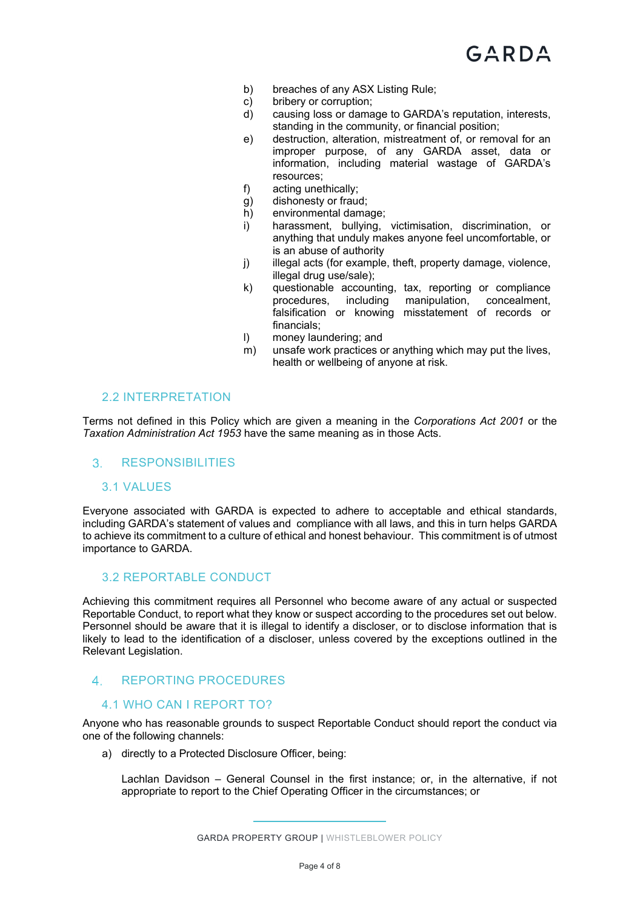b) breaches of any ASX Listing Rule;
c) bribery or corruption;
d) causing loss or damage to GARDA's reputation, interests, standing in the community, or financial position;
e) destruction, alteration, mistreatment of, or removal for an improper purpose, of any GARDA asset, data or information, including material wastage of GARDA's resources;
f) acting unethically;
g) dishonesty or fraud;
h) environmental damage;
i) harassment, bullying, victimisation, discrimination, or anything that unduly makes anyone feel uncomfortable, or is an abuse of authority
j) illegal acts (for example, theft, property damage, violence, illegal drug use/sale);
k) questionable accounting, tax, reporting or compliance procedures, including manipulation, concealment, falsification or knowing misstatement of records or financials;
l) money laundering; and
m) unsafe work practices or anything which may put the lives, health or wellbeing of anyone at risk.

### 2.2 INTERPRETATION

Terms not defined in this Policy which are given a meaning in the *Corporations Act 2001* or the *Taxation Administration Act 1953* have the same meaning as in those Acts.

## 3. RESPONSIBILITIES

### 3.1 VALUES

Everyone associated with GARDA is expected to adhere to acceptable and ethical standards, including GARDA's statement of values and compliance with all laws, and this in turn helps GARDA to achieve its commitment to a culture of ethical and honest behaviour. This commitment is of utmost importance to GARDA.

### 3.2 REPORTABLE CONDUCT

Achieving this commitment requires all Personnel who become aware of any actual or suspected Reportable Conduct, to report what they know or suspect according to the procedures set out below. Personnel should be aware that it is illegal to identify a discloser, or to disclose information that is likely to lead to the identification of a discloser, unless covered by the exceptions outlined in the Relevant Legislation.

## 4. REPORTING PROCEDURES

### 4.1 WHO CAN I REPORT TO?

Anyone who has reasonable grounds to suspect Reportable Conduct should report the conduct via one of the following channels:

a) directly to a Protected Disclosure Officer, being:

   Lachlan Davidson – General Counsel in the first instance; or, in the alternative, if not appropriate to report to the Chief Operating Officer in the circumstances; or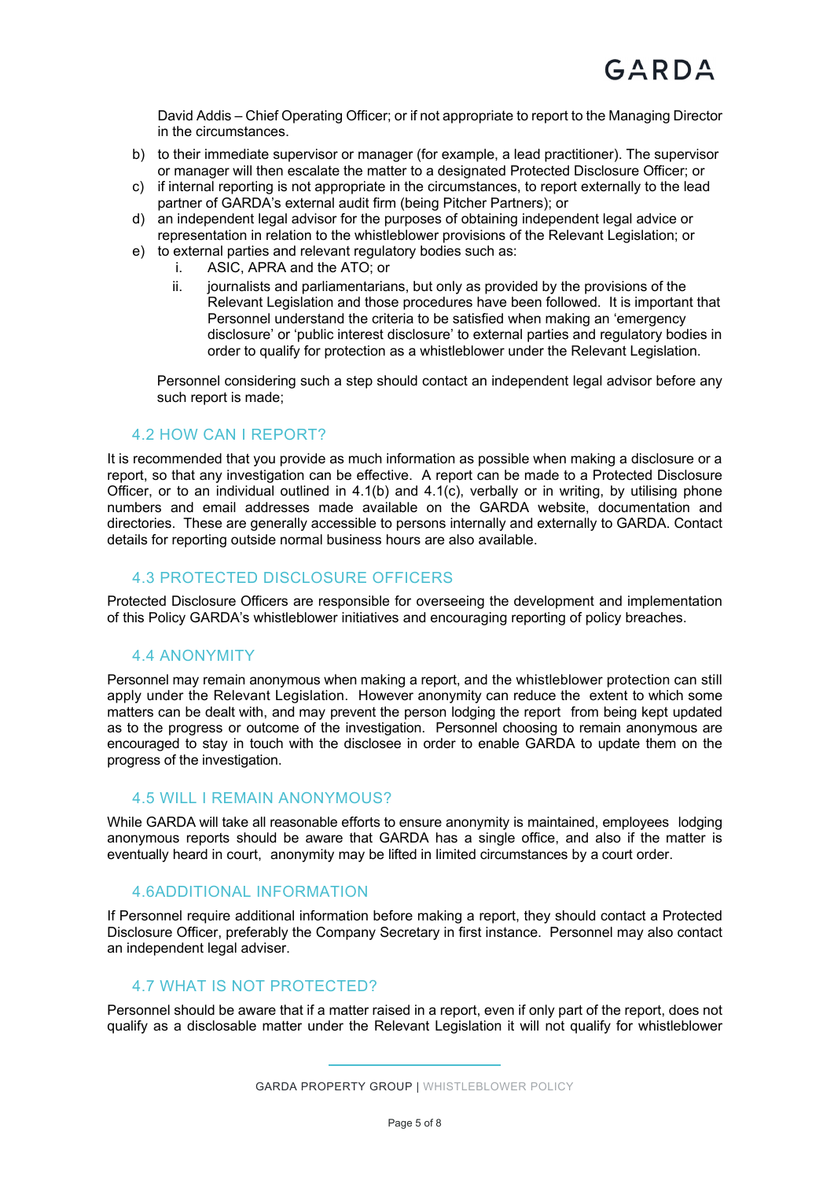David Addis – Chief Operating Officer; or if not appropriate to report to the Managing Director in the circumstances.

b) to their immediate supervisor or manager (for example, a lead practitioner). The supervisor or manager will then escalate the matter to a designated Protected Disclosure Officer; or
c) if internal reporting is not appropriate in the circumstances, to report externally to the lead partner of GARDA's external audit firm (being Pitcher Partners); or
d) an independent legal advisor for the purposes of obtaining independent legal advice or representation in relation to the whistleblower provisions of the Relevant Legislation; or
e) to external parties and relevant regulatory bodies such as:
   i. ASIC, APRA and the ATO; or
   ii. journalists and parliamentarians, but only as provided by the provisions of the Relevant Legislation and those procedures have been followed. It is important that Personnel understand the criteria to be satisfied when making an 'emergency disclosure' or 'public interest disclosure' to external parties and regulatory bodies in order to qualify for protection as a whistleblower under the Relevant Legislation.

Personnel considering such a step should contact an independent legal advisor before any such report is made;

## 4.2 HOW CAN I REPORT?

It is recommended that you provide as much information as possible when making a disclosure or a report, so that any investigation can be effective. A report can be made to a Protected Disclosure Officer, or to an individual outlined in 4.1(b) and 4.1(c), verbally or in writing, by utilising phone numbers and email addresses made available on the GARDA website, documentation and directories. These are generally accessible to persons internally and externally to GARDA. Contact details for reporting outside normal business hours are also available.

## 4.3 PROTECTED DISCLOSURE OFFICERS

Protected Disclosure Officers are responsible for overseeing the development and implementation of this Policy GARDA's whistleblower initiatives and encouraging reporting of policy breaches.

## 4.4 ANONYMITY

Personnel may remain anonymous when making a report, and the whistleblower protection can still apply under the Relevant Legislation. However anonymity can reduce the extent to which some matters can be dealt with, and may prevent the person lodging the report from being kept updated as to the progress or outcome of the investigation. Personnel choosing to remain anonymous are encouraged to stay in touch with the disclosee in order to enable GARDA to update them on the progress of the investigation.

## 4.5 WILL I REMAIN ANONYMOUS?

While GARDA will take all reasonable efforts to ensure anonymity is maintained, employees lodging anonymous reports should be aware that GARDA has a single office, and also if the matter is eventually heard in court, anonymity may be lifted in limited circumstances by a court order.

## 4.6ADDITIONAL INFORMATION

If Personnel require additional information before making a report, they should contact a Protected Disclosure Officer, preferably the Company Secretary in first instance. Personnel may also contact an independent legal adviser.

## 4.7 WHAT IS NOT PROTECTED?

Personnel should be aware that if a matter raised in a report, even if only part of the report, does not qualify as a disclosable matter under the Relevant Legislation it will not qualify for whistleblower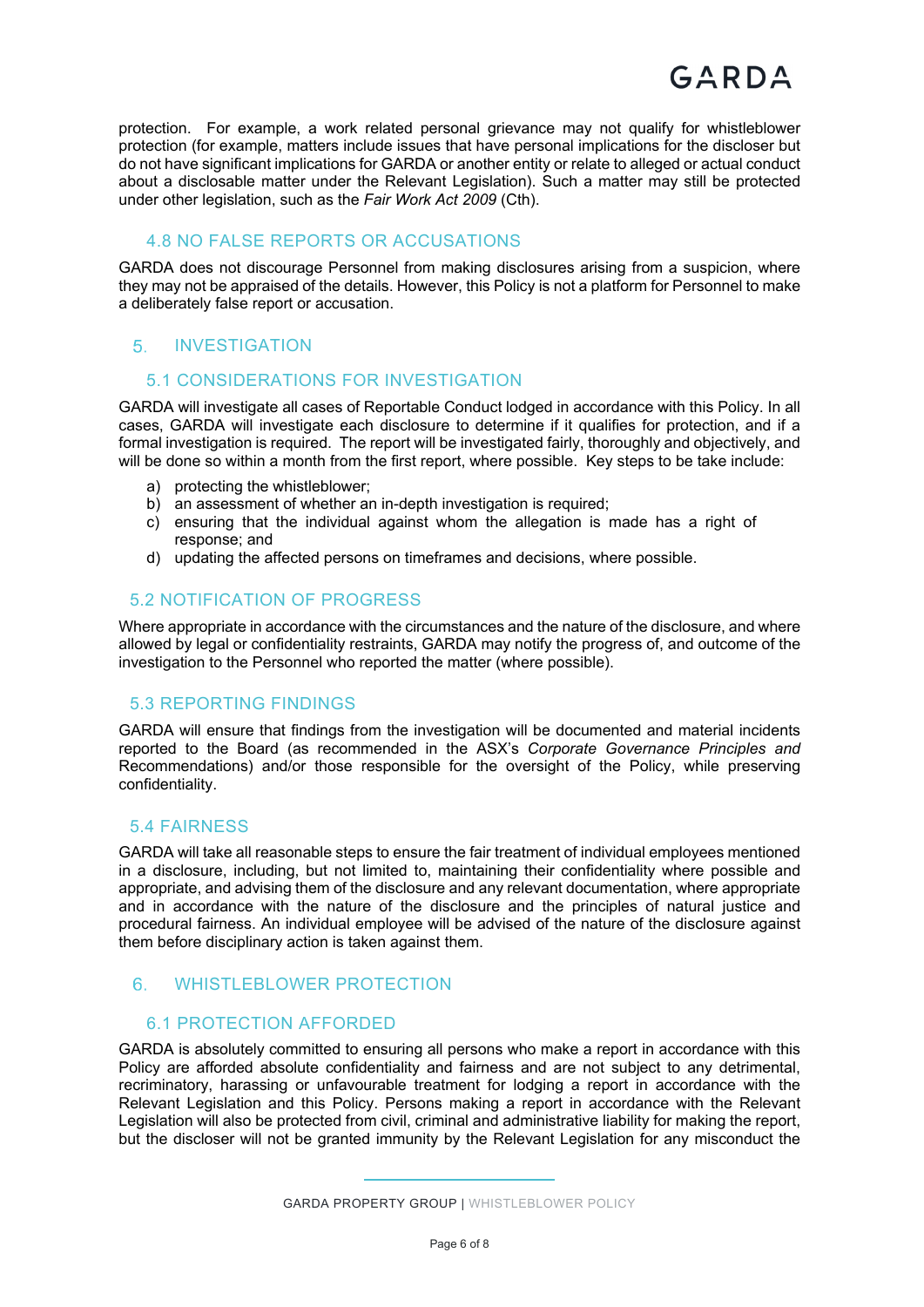protection. For example, a work related personal grievance may not qualify for whistleblower protection (for example, matters include issues that have personal implications for the discloser but do not have significant implications for GARDA or another entity or relate to alleged or actual conduct about a disclosable matter under the Relevant Legislation). Such a matter may still be protected under other legislation, such as the *Fair Work Act 2009* (Cth).

### 4.8 NO FALSE REPORTS OR ACCUSATIONS

GARDA does not discourage Personnel from making disclosures arising from a suspicion, where they may not be appraised of the details. However, this Policy is not a platform for Personnel to make a deliberately false report or accusation.

## 5. INVESTIGATION

### 5.1 CONSIDERATIONS FOR INVESTIGATION

GARDA will investigate all cases of Reportable Conduct lodged in accordance with this Policy. In all cases, GARDA will investigate each disclosure to determine if it qualifies for protection, and if a formal investigation is required. The report will be investigated fairly, thoroughly and objectively, and will be done so within a month from the first report, where possible. Key steps to be take include:

a) protecting the whistleblower;
b) an assessment of whether an in-depth investigation is required;
c) ensuring that the individual against whom the allegation is made has a right of response; and
d) updating the affected persons on timeframes and decisions, where possible.

### 5.2 NOTIFICATION OF PROGRESS

Where appropriate in accordance with the circumstances and the nature of the disclosure, and where allowed by legal or confidentiality restraints, GARDA may notify the progress of, and outcome of the investigation to the Personnel who reported the matter (where possible).

### 5.3 REPORTING FINDINGS

GARDA will ensure that findings from the investigation will be documented and material incidents reported to the Board (as recommended in the ASX's *Corporate Governance Principles and* Recommendations) and/or those responsible for the oversight of the Policy, while preserving confidentiality.

### 5.4 FAIRNESS

GARDA will take all reasonable steps to ensure the fair treatment of individual employees mentioned in a disclosure, including, but not limited to, maintaining their confidentiality where possible and appropriate, and advising them of the disclosure and any relevant documentation, where appropriate and in accordance with the nature of the disclosure and the principles of natural justice and procedural fairness. An individual employee will be advised of the nature of the disclosure against them before disciplinary action is taken against them.

## 6. WHISTLEBLOWER PROTECTION

### 6.1 PROTECTION AFFORDED

GARDA is absolutely committed to ensuring all persons who make a report in accordance with this Policy are afforded absolute confidentiality and fairness and are not subject to any detrimental, recriminatory, harassing or unfavourable treatment for lodging a report in accordance with the Relevant Legislation and this Policy. Persons making a report in accordance with the Relevant Legislation will also be protected from civil, criminal and administrative liability for making the report, but the discloser will not be granted immunity by the Relevant Legislation for any misconduct the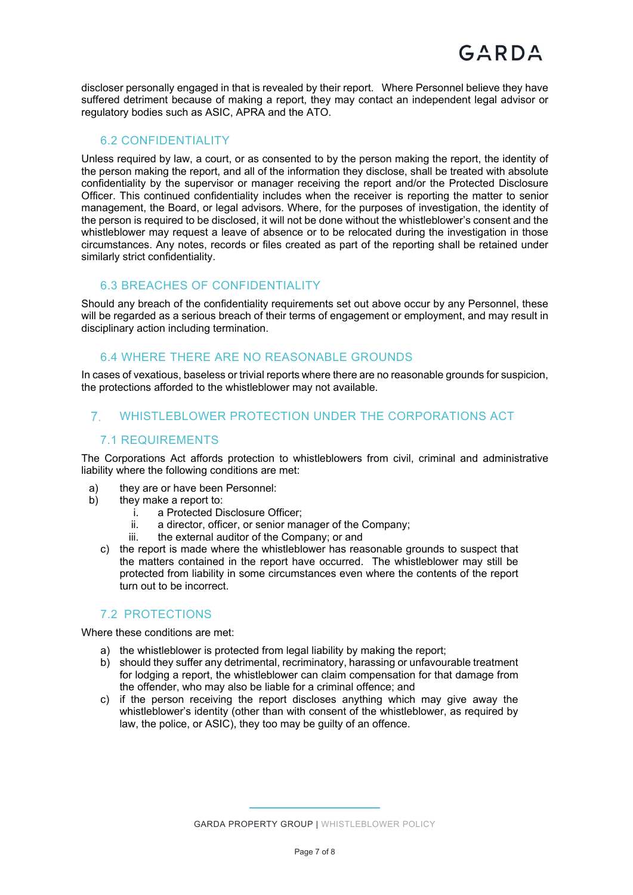discloser personally engaged in that is revealed by their report. Where Personnel believe they have suffered detriment because of making a report, they may contact an independent legal advisor or regulatory bodies such as ASIC, APRA and the ATO.

### 6.2 CONFIDENTIALITY

Unless required by law, a court, or as consented to by the person making the report, the identity of the person making the report, and all of the information they disclose, shall be treated with absolute confidentiality by the supervisor or manager receiving the report and/or the Protected Disclosure Officer. This continued confidentiality includes when the receiver is reporting the matter to senior management, the Board, or legal advisors. Where, for the purposes of investigation, the identity of the person is required to be disclosed, it will not be done without the whistleblower's consent and the whistleblower may request a leave of absence or to be relocated during the investigation in those circumstances. Any notes, records or files created as part of the reporting shall be retained under similarly strict confidentiality.

### 6.3 BREACHES OF CONFIDENTIALITY

Should any breach of the confidentiality requirements set out above occur by any Personnel, these will be regarded as a serious breach of their terms of engagement or employment, and may result in disciplinary action including termination.

### 6.4 WHERE THERE ARE NO REASONABLE GROUNDS

In cases of vexatious, baseless or trivial reports where there are no reasonable grounds for suspicion, the protections afforded to the whistleblower may not available.

## 7. WHISTLEBLOWER PROTECTION UNDER THE CORPORATIONS ACT

### 7.1 REQUIREMENTS

The Corporations Act affords protection to whistleblowers from civil, criminal and administrative liability where the following conditions are met:

a) they are or have been Personnel:
b) they make a report to:
   i. a Protected Disclosure Officer;
   ii. a director, officer, or senior manager of the Company;
   iii. the external auditor of the Company; or and
c) the report is made where the whistleblower has reasonable grounds to suspect that the matters contained in the report have occurred. The whistleblower may still be protected from liability in some circumstances even where the contents of the report turn out to be incorrect.

### 7.2 PROTECTIONS

Where these conditions are met:

a) the whistleblower is protected from legal liability by making the report;
b) should they suffer any detrimental, recriminatory, harassing or unfavourable treatment for lodging a report, the whistleblower can claim compensation for that damage from the offender, who may also be liable for a criminal offence; and
c) if the person receiving the report discloses anything which may give away the whistleblower's identity (other than with consent of the whistleblower, as required by law, the police, or ASIC), they too may be guilty of an offence.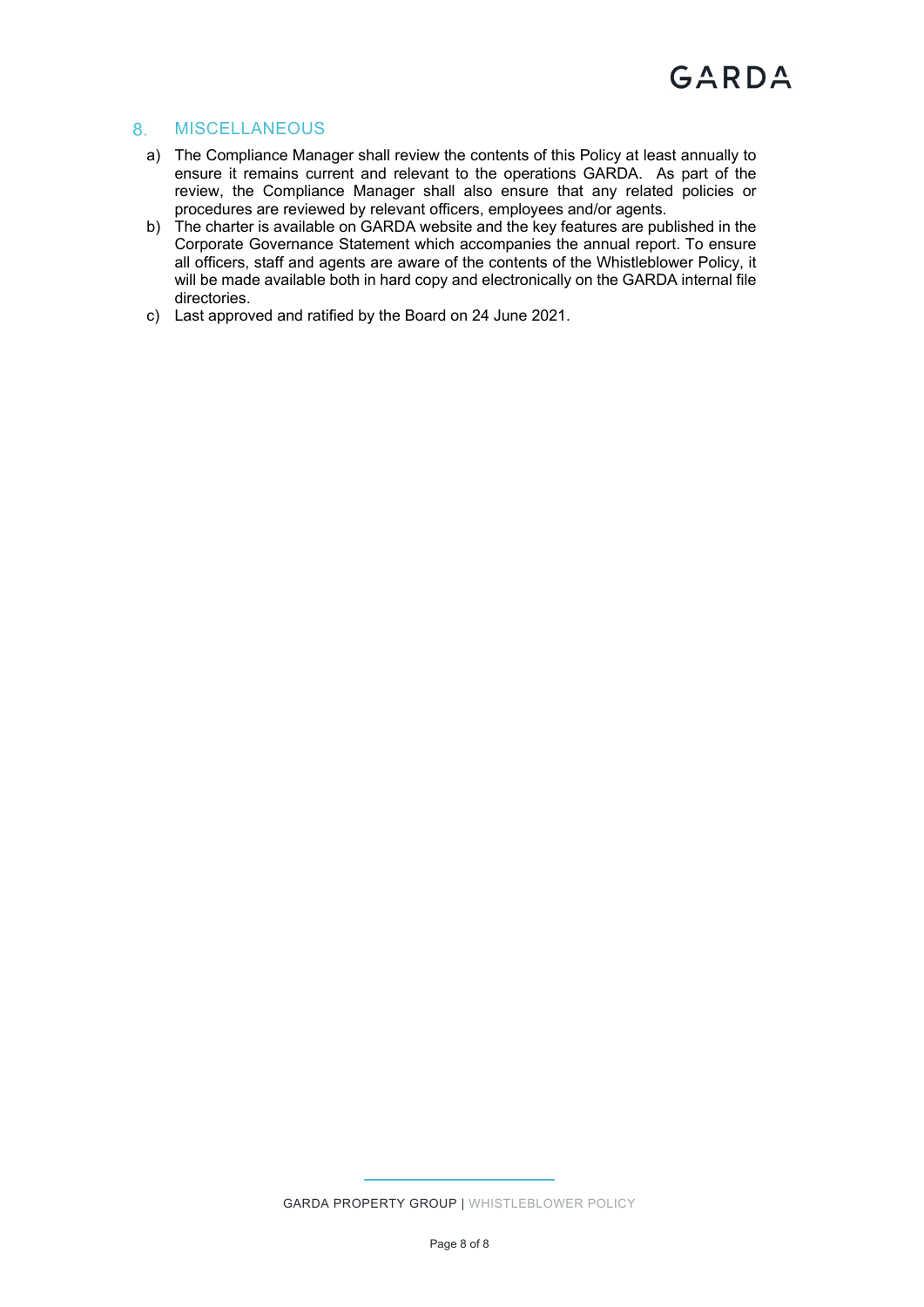## 8. MISCELLANEOUS

a) The Compliance Manager shall review the contents of this Policy at least annually to ensure it remains current and relevant to the operations GARDA. As part of the review, the Compliance Manager shall also ensure that any related policies or procedures are reviewed by relevant officers, employees and/or agents.

b) The charter is available on GARDA website and the key features are published in the Corporate Governance Statement which accompanies the annual report. To ensure all officers, staff and agents are aware of the contents of the Whistleblower Policy, it will be made available both in hard copy and electronically on the GARDA internal file directories.

c) Last approved and ratified by the Board on 24 June 2021.